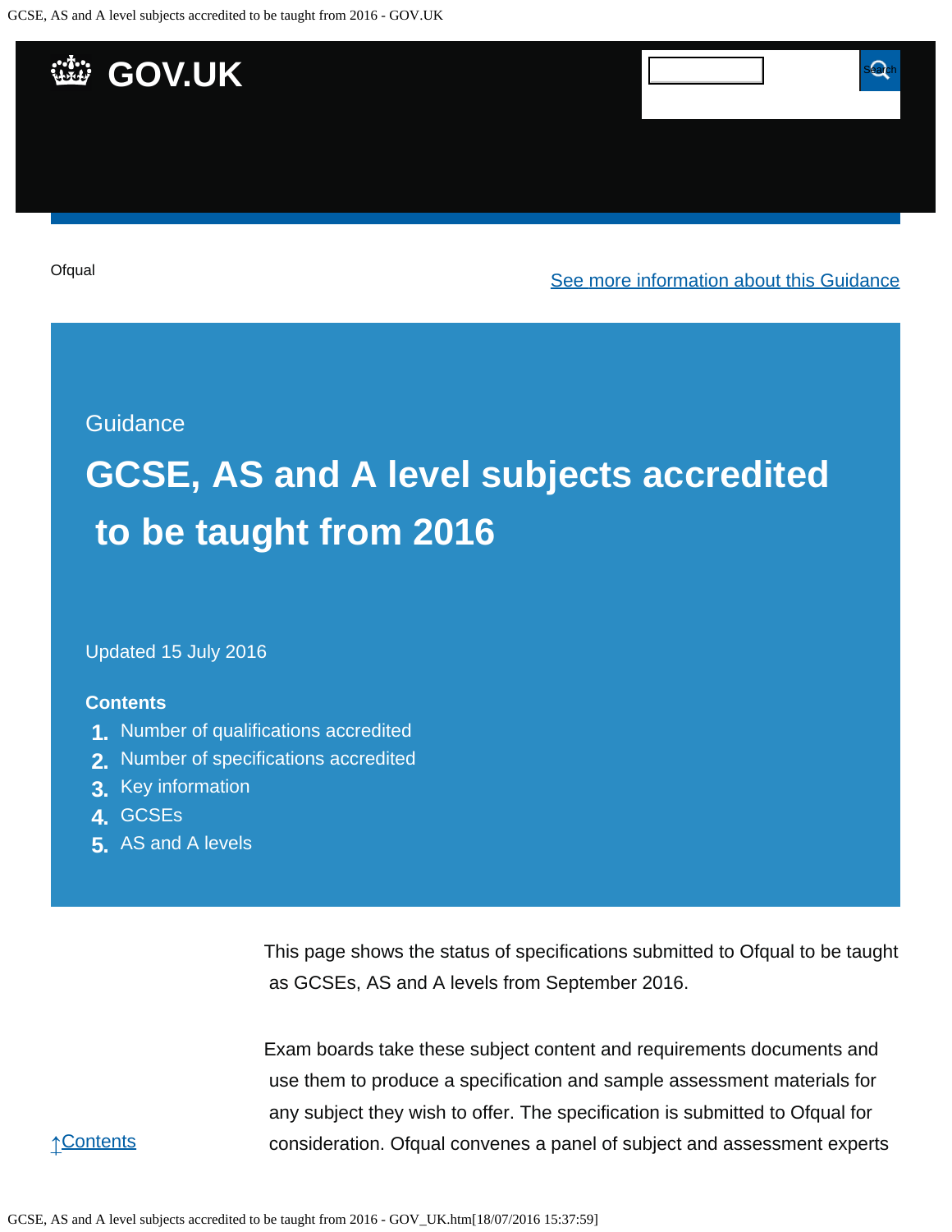Ofqual

See more information about this Guidance

Guidance

# GCSE, AS and A level subjects accredited to be taught from 2016

Updated 15 July 2016

**Contents**

1. Number of qualifications accredited
2. Number of specifications accredited
3. Key information
4. GCSEs
5. AS and A levels

This page shows the status of specifications submitted to Ofqual to be taught as GCSEs, AS and A levels from September 2016.

Exam boards take these subject content and requirements documents and use them to produce a specification and sample assessment materials for any subject they wish to offer. The specification is submitted to Ofqual for consideration. Ofqual convenes a panel of subject and assessment experts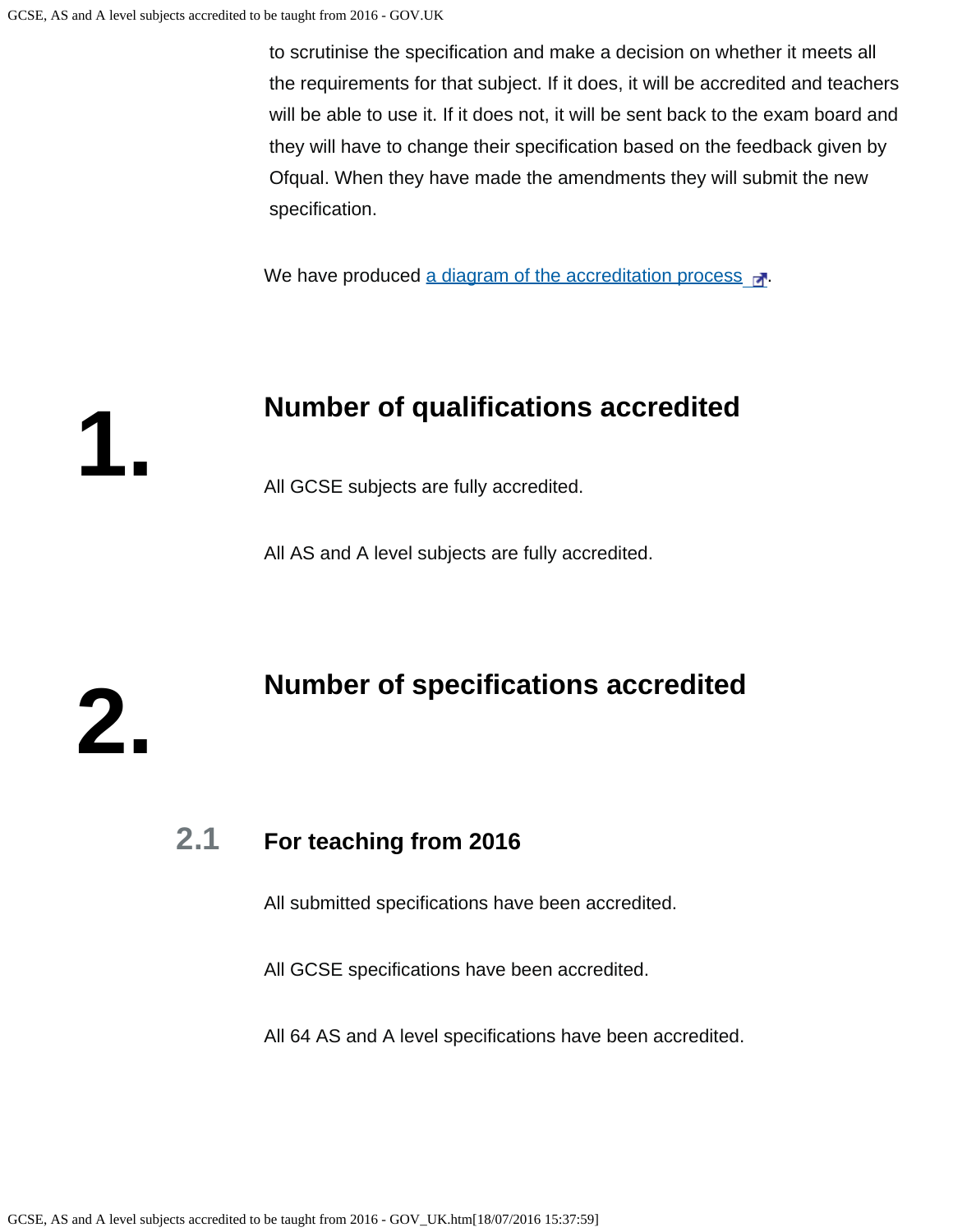to scrutinise the specification and make a decision on whether it meets all the requirements for that subject. If it does, it will be accredited and teachers will be able to use it. If it does not, it will be sent back to the exam board and they will have to change their specification based on the feedback given by Ofqual. When they have made the amendments they will submit the new specification.

We have produced [a diagram of the accreditation process](#).

## 1. Number of qualifications accredited

All GCSE subjects are fully accredited.

All AS and A level subjects are fully accredited.

## 2. Number of specifications accredited

### 2.1 For teaching from 2016

All submitted specifications have been accredited.

All GCSE specifications have been accredited.

All 64 AS and A level specifications have been accredited.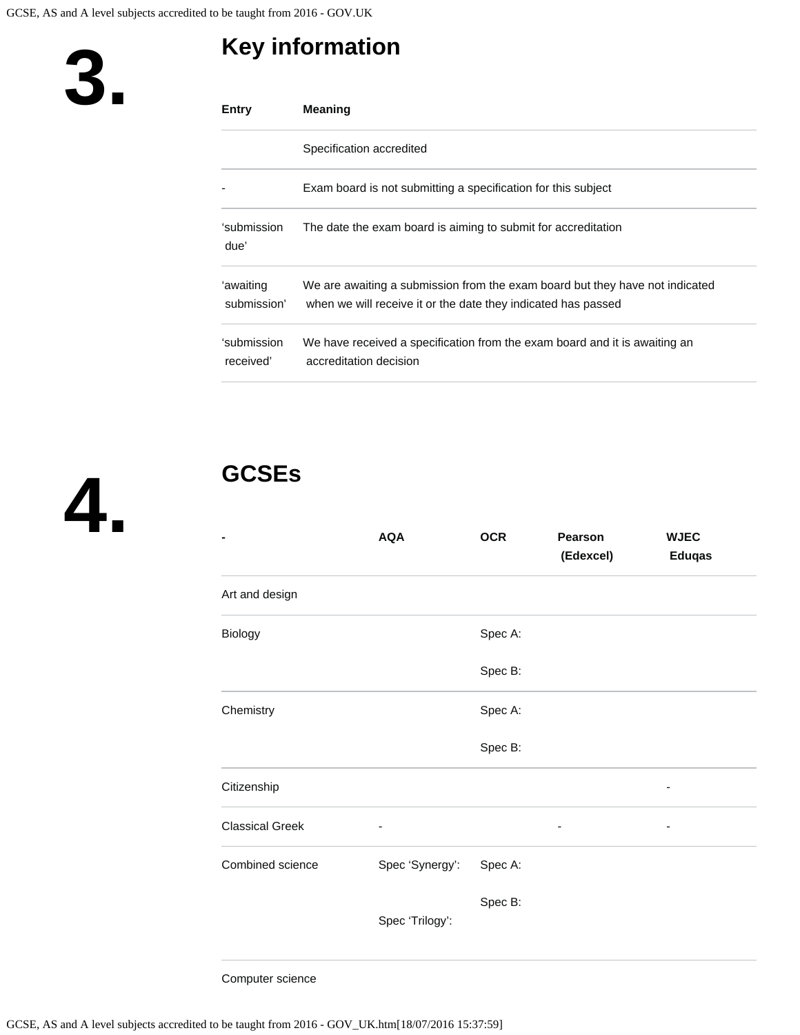## 3. Key information

| Entry | Meaning |
|---|---|
| | Specification accredited |
| - | Exam board is not submitting a specification for this subject |
| 'submission due' | The date the exam board is aiming to submit for accreditation |
| 'awaiting submission' | We are awaiting a submission from the exam board but they have not indicated when we will receive it or the date they indicated has passed |
| 'submission received' | We have received a specification from the exam board and it is awaiting an accreditation decision |

## 4. GCSEs

| - | AQA | OCR | Pearson (Edexcel) | WJEC Eduqas |
|---|---|---|---|---|
| Art and design | | | | |
| Biology | | Spec A:<br>Spec B: | | |
| Chemistry | | Spec A:<br>Spec B: | | |
| Citizenship | | | | - |
| Classical Greek | - | | - | - |
| Combined science | Spec 'Synergy':<br>Spec 'Trilogy': | Spec A:<br>Spec B: | | |
| Computer science | | | | |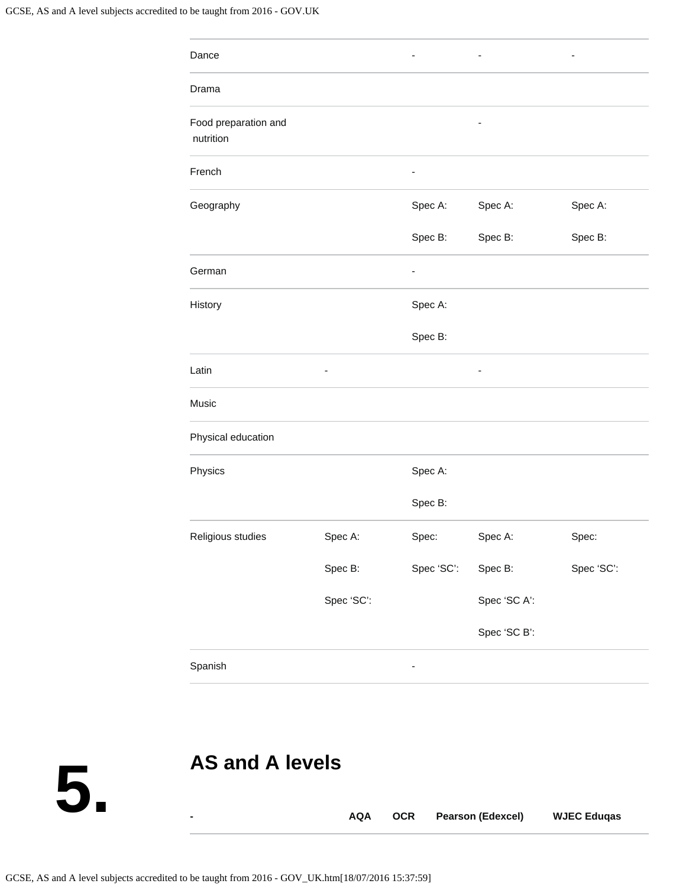| | | | | |
|---|---|---|---|---|
| Dance | | - | - | - |
| Drama | | | | |
| Food preparation and nutrition | | | - | |
| French | | - | | |
| Geography | | Spec A:<br>Spec B: | Spec A:<br>Spec B: | Spec A:<br>Spec B: |
| German | | - | | |
| History | | Spec A:<br>Spec B: | | |
| Latin | - | | - | |
| Music | | | | |
| Physical education | | | | |
| Physics | | Spec A:<br>Spec B: | | |
| Religious studies | Spec A:<br>Spec B:<br>Spec ‘SC’: | Spec:<br>Spec ‘SC’: | Spec A:<br>Spec B:<br>Spec ‘SC A’:<br>Spec ‘SC B’: | Spec:<br>Spec ‘SC’: |
| Spanish | | - | | |

## 5. AS and A levels

| - | AQA | OCR | Pearson (Edexcel) | WJEC Eduqas |
|---|---|---|---|---|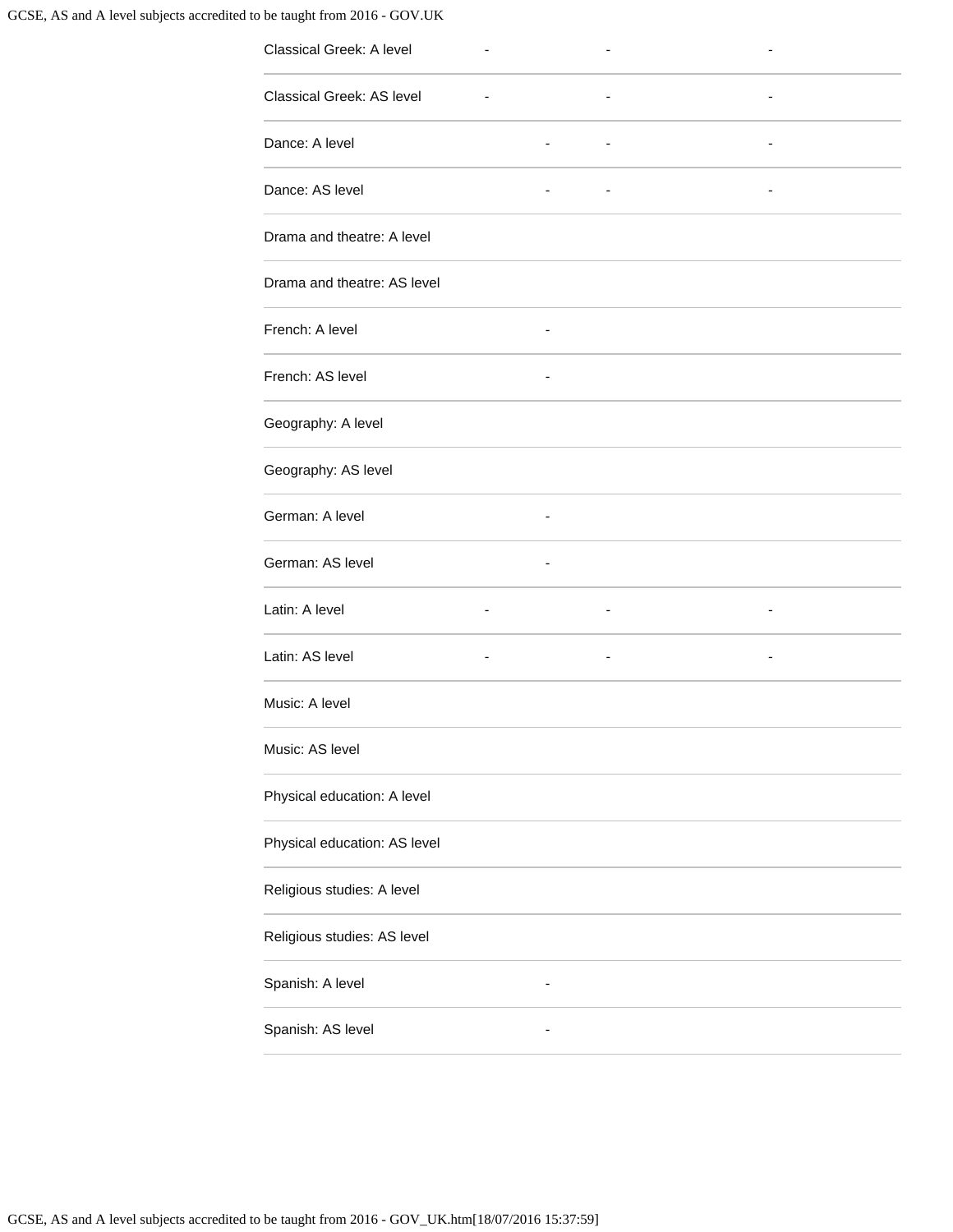| | | | | |
|---|---|---|---|---|
| Classical Greek: A level | - | | - | - |
| Classical Greek: AS level | - | | - | - |
| Dance: A level | | - | - | - |
| Dance: AS level | | - | - | - |
| Drama and theatre: A level | | | | |
| Drama and theatre: AS level | | | | |
| French: A level | | - | | |
| French: AS level | | - | | |
| Geography: A level | | | | |
| Geography: AS level | | | | |
| German: A level | | - | | |
| German: AS level | | - | | |
| Latin: A level | - | | - | - |
| Latin: AS level | - | | - | - |
| Music: A level | | | | |
| Music: AS level | | | | |
| Physical education: A level | | | | |
| Physical education: AS level | | | | |
| Religious studies: A level | | | | |
| Religious studies: AS level | | | | |
| Spanish: A level | | - | | |
| Spanish: AS level | | - | | |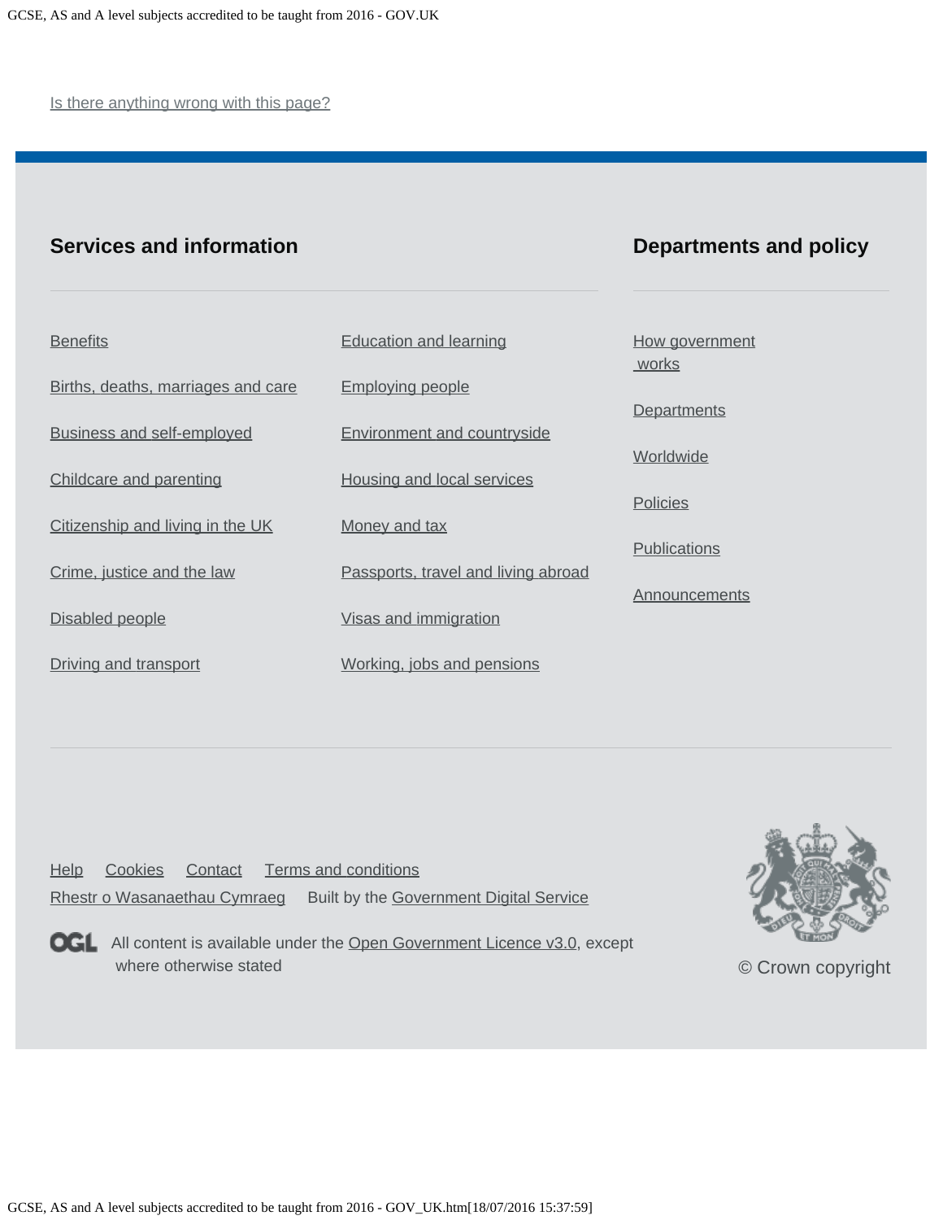Is there anything wrong with this page?

## Services and information

Benefits

Births, deaths, marriages and care

Business and self-employed

Childcare and parenting

Citizenship and living in the UK

Crime, justice and the law

Disabled people

Driving and transport

Education and learning

Employing people

Environment and countryside

Housing and local services

Money and tax

Passports, travel and living abroad

Visas and immigration

Working, jobs and pensions

## Departments and policy

How government works

Departments

Worldwide

Policies

Publications

Announcements

Help Cookies Contact Terms and conditions

Rhestr o Wasanaethau Cymraeg Built by the Government Digital Service

OGL All content is available under the Open Government Licence v3.0, except where otherwise stated

© Crown copyright